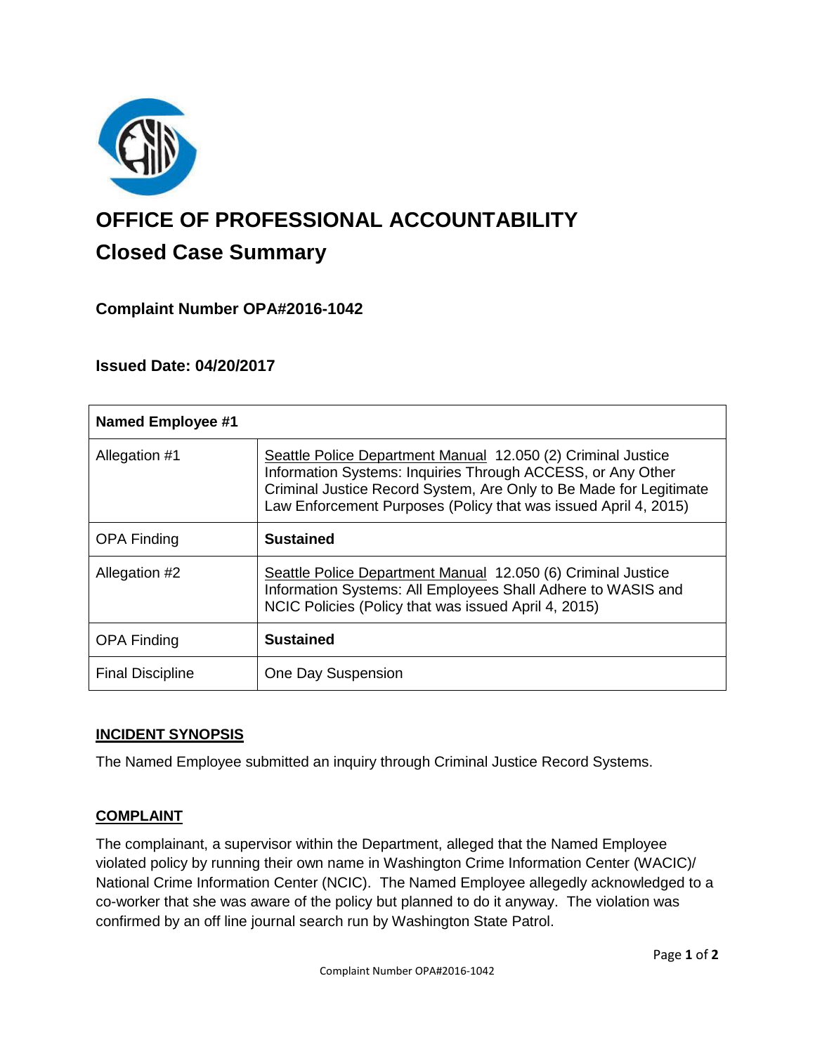# OFFICE OF PROFESSIONAL ACCOUNTABILITY

## Closed Case Summary

### Complaint Number OPA#2016-1042

### Issued Date: 04/20/2017

| **Named Employee #1** | |
|---|---|
| Allegation #1 | Seattle Police Department Manual 12.050 (2) Criminal Justice Information Systems: Inquiries Through ACCESS, or Any Other Criminal Justice Record System, Are Only to Be Made for Legitimate Law Enforcement Purposes (Policy that was issued April 4, 2015) |
| OPA Finding | **Sustained** |
| Allegation #2 | Seattle Police Department Manual 12.050 (6) Criminal Justice Information Systems: All Employees Shall Adhere to WASIS and NCIC Policies (Policy that was issued April 4, 2015) |
| OPA Finding | **Sustained** |
| Final Discipline | One Day Suspension |

## INCIDENT SYNOPSIS

The Named Employee submitted an inquiry through Criminal Justice Record Systems.

## COMPLAINT

The complainant, a supervisor within the Department, alleged that the Named Employee violated policy by running their own name in Washington Crime Information Center (WACIC)/ National Crime Information Center (NCIC). The Named Employee allegedly acknowledged to a co-worker that she was aware of the policy but planned to do it anyway. The violation was confirmed by an off line journal search run by Washington State Patrol.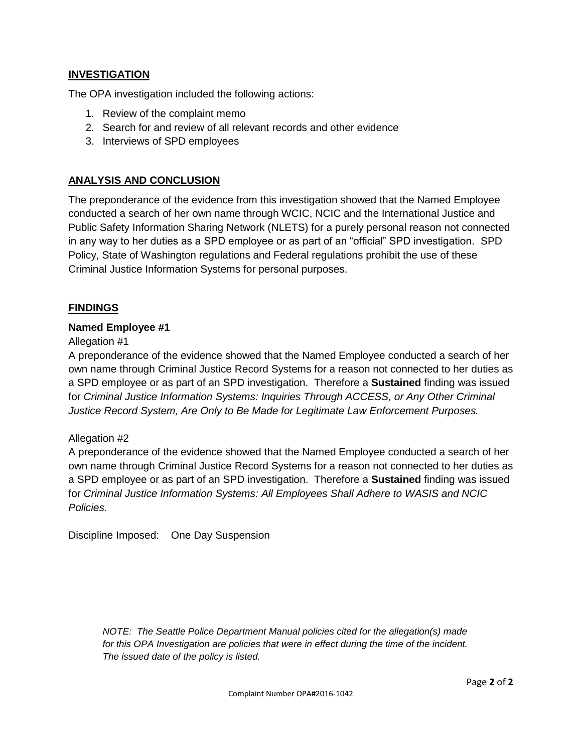## INVESTIGATION

The OPA investigation included the following actions:

1. Review of the complaint memo
2. Search for and review of all relevant records and other evidence
3. Interviews of SPD employees

## ANALYSIS AND CONCLUSION

The preponderance of the evidence from this investigation showed that the Named Employee conducted a search of her own name through WCIC, NCIC and the International Justice and Public Safety Information Sharing Network (NLETS) for a purely personal reason not connected in any way to her duties as a SPD employee or as part of an "official" SPD investigation. SPD Policy, State of Washington regulations and Federal regulations prohibit the use of these Criminal Justice Information Systems for personal purposes.

## FINDINGS

**Named Employee #1**

Allegation #1

A preponderance of the evidence showed that the Named Employee conducted a search of her own name through Criminal Justice Record Systems for a reason not connected to her duties as a SPD employee or as part of an SPD investigation. Therefore a **Sustained** finding was issued for *Criminal Justice Information Systems: Inquiries Through ACCESS, or Any Other Criminal Justice Record System, Are Only to Be Made for Legitimate Law Enforcement Purposes.*

Allegation #2

A preponderance of the evidence showed that the Named Employee conducted a search of her own name through Criminal Justice Record Systems for a reason not connected to her duties as a SPD employee or as part of an SPD investigation. Therefore a **Sustained** finding was issued for *Criminal Justice Information Systems: All Employees Shall Adhere to WASIS and NCIC Policies.*

Discipline Imposed: One Day Suspension

*NOTE: The Seattle Police Department Manual policies cited for the allegation(s) made for this OPA Investigation are policies that were in effect during the time of the incident. The issued date of the policy is listed.*

Complaint Number OPA#2016-1042